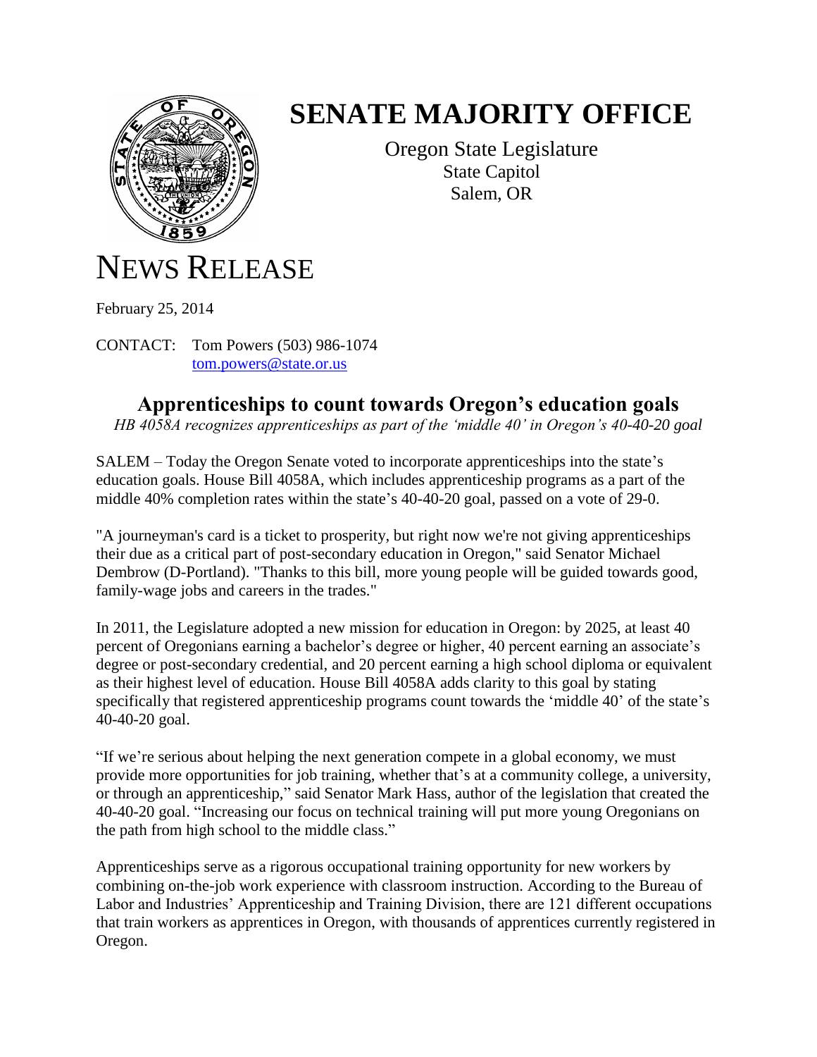# SENATE MAJORITY OFFICE

Oregon State Legislature
State Capitol
Salem, OR

# NEWS RELEASE

February 25, 2014

CONTACT: Tom Powers (503) 986-1074
tom.powers@state.or.us

## Apprenticeships to count towards Oregon's education goals

*HB 4058A recognizes apprenticeships as part of the 'middle 40' in Oregon's 40-40-20 goal*

SALEM – Today the Oregon Senate voted to incorporate apprenticeships into the state's education goals. House Bill 4058A, which includes apprenticeship programs as a part of the middle 40% completion rates within the state's 40-40-20 goal, passed on a vote of 29-0.

"A journeyman's card is a ticket to prosperity, but right now we're not giving apprenticeships their due as a critical part of post-secondary education in Oregon," said Senator Michael Dembrow (D-Portland). "Thanks to this bill, more young people will be guided towards good, family-wage jobs and careers in the trades."

In 2011, the Legislature adopted a new mission for education in Oregon: by 2025, at least 40 percent of Oregonians earning a bachelor's degree or higher, 40 percent earning an associate's degree or post-secondary credential, and 20 percent earning a high school diploma or equivalent as their highest level of education. House Bill 4058A adds clarity to this goal by stating specifically that registered apprenticeship programs count towards the 'middle 40' of the state's 40-40-20 goal.

"If we're serious about helping the next generation compete in a global economy, we must provide more opportunities for job training, whether that's at a community college, a university, or through an apprenticeship," said Senator Mark Hass, author of the legislation that created the 40-40-20 goal. "Increasing our focus on technical training will put more young Oregonians on the path from high school to the middle class."

Apprenticeships serve as a rigorous occupational training opportunity for new workers by combining on-the-job work experience with classroom instruction. According to the Bureau of Labor and Industries' Apprenticeship and Training Division, there are 121 different occupations that train workers as apprentices in Oregon, with thousands of apprentices currently registered in Oregon.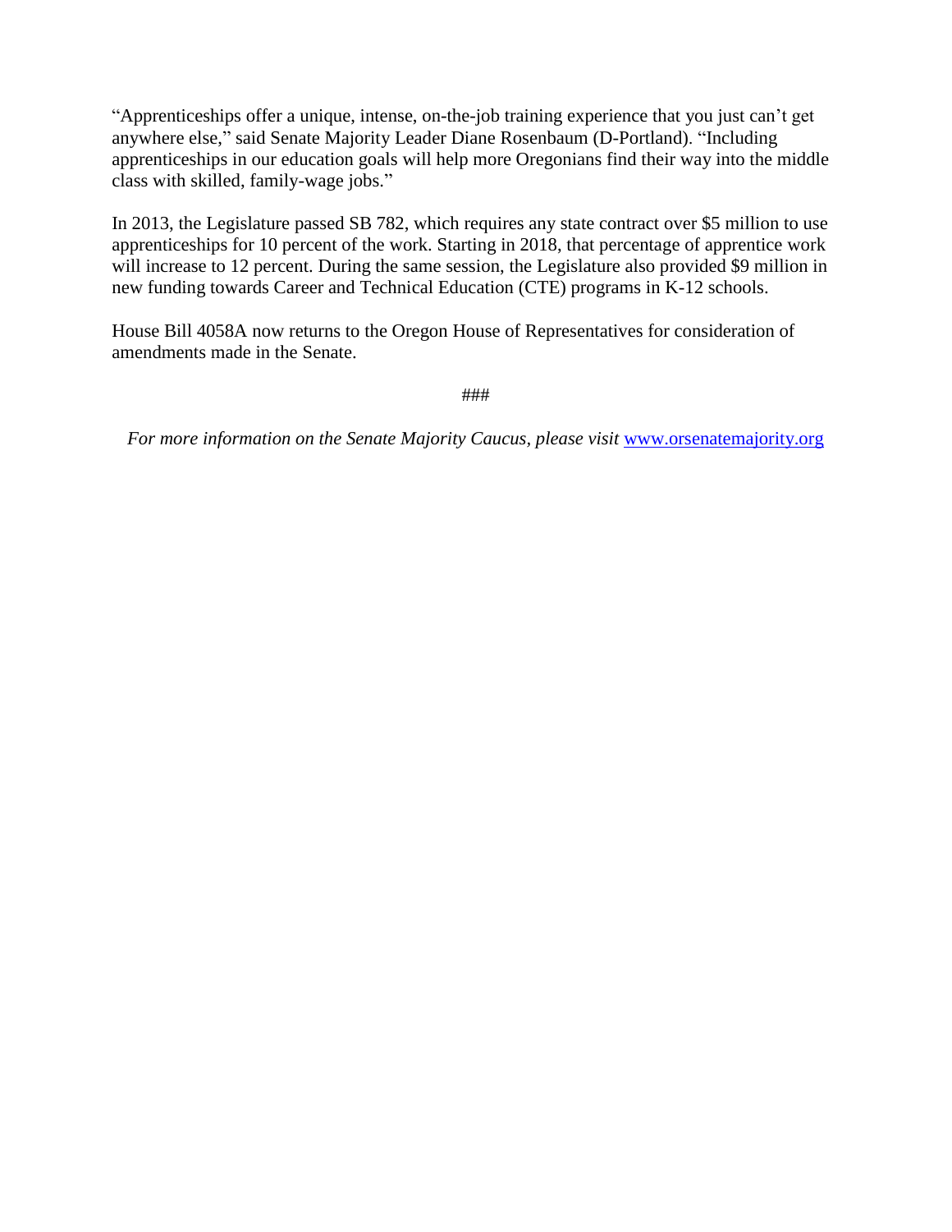"Apprenticeships offer a unique, intense, on-the-job training experience that you just can't get anywhere else," said Senate Majority Leader Diane Rosenbaum (D-Portland). "Including apprenticeships in our education goals will help more Oregonians find their way into the middle class with skilled, family-wage jobs."

In 2013, the Legislature passed SB 782, which requires any state contract over $5 million to use apprenticeships for 10 percent of the work. Starting in 2018, that percentage of apprentice work will increase to 12 percent. During the same session, the Legislature also provided $9 million in new funding towards Career and Technical Education (CTE) programs in K-12 schools.

House Bill 4058A now returns to the Oregon House of Representatives for consideration of amendments made in the Senate.

###

*For more information on the Senate Majority Caucus, please visit* [www.orsenatemajority.org](http://www.orsenatemajority.org)